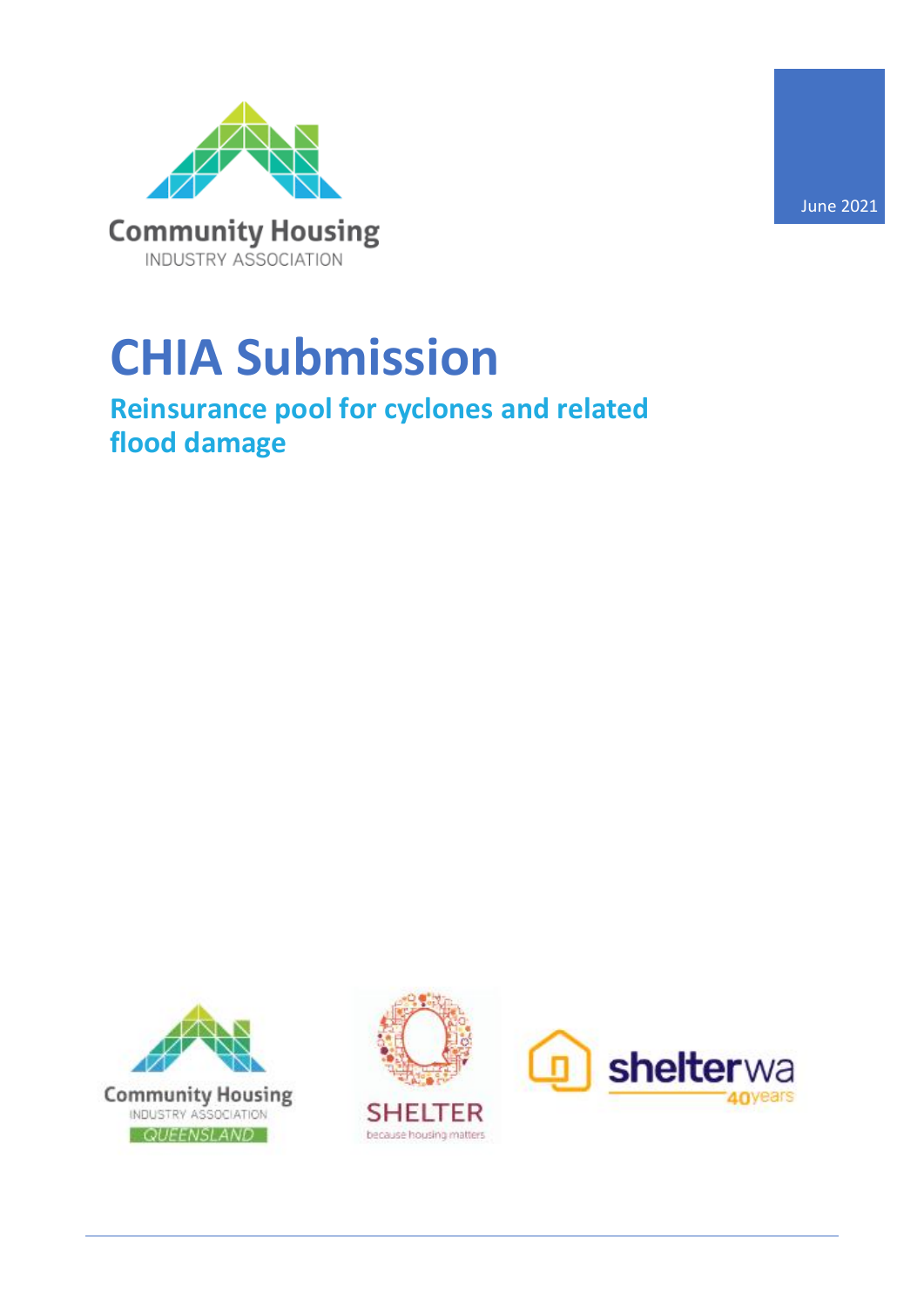Community Housing
INDUSTRY ASSOCIATION

June 2021

# CHIA Submission

## Reinsurance pool for cyclones and related flood damage

Community Housing INDUSTRY ASSOCIATION QUEENSLAND

SHELTER because housing matters

shelterwa 40years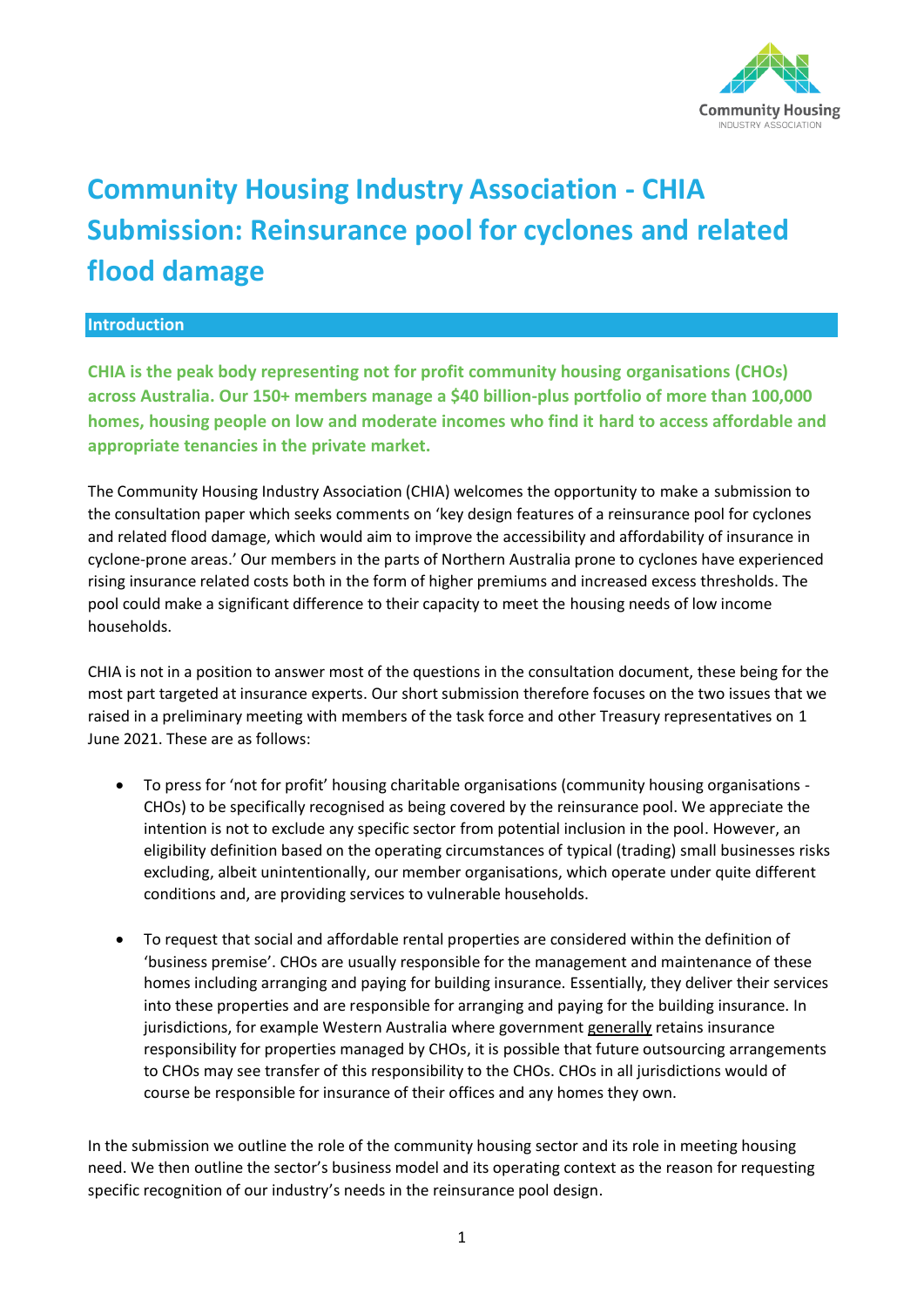# Community Housing Industry Association - CHIA Submission: Reinsurance pool for cyclones and related flood damage

## Introduction

**CHIA is the peak body representing not for profit community housing organisations (CHOs) across Australia. Our 150+ members manage a $40 billion-plus portfolio of more than 100,000 homes, housing people on low and moderate incomes who find it hard to access affordable and appropriate tenancies in the private market.**

The Community Housing Industry Association (CHIA) welcomes the opportunity to make a submission to the consultation paper which seeks comments on 'key design features of a reinsurance pool for cyclones and related flood damage, which would aim to improve the accessibility and affordability of insurance in cyclone-prone areas.' Our members in the parts of Northern Australia prone to cyclones have experienced rising insurance related costs both in the form of higher premiums and increased excess thresholds. The pool could make a significant difference to their capacity to meet the housing needs of low income households.

CHIA is not in a position to answer most of the questions in the consultation document, these being for the most part targeted at insurance experts. Our short submission therefore focuses on the two issues that we raised in a preliminary meeting with members of the task force and other Treasury representatives on 1 June 2021. These are as follows:

- To press for 'not for profit' housing charitable organisations (community housing organisations - CHOs) to be specifically recognised as being covered by the reinsurance pool. We appreciate the intention is not to exclude any specific sector from potential inclusion in the pool. However, an eligibility definition based on the operating circumstances of typical (trading) small businesses risks excluding, albeit unintentionally, our member organisations, which operate under quite different conditions and, are providing services to vulnerable households.

- To request that social and affordable rental properties are considered within the definition of 'business premise'. CHOs are usually responsible for the management and maintenance of these homes including arranging and paying for building insurance. Essentially, they deliver their services into these properties and are responsible for arranging and paying for the building insurance. In jurisdictions, for example Western Australia where government generally retains insurance responsibility for properties managed by CHOs, it is possible that future outsourcing arrangements to CHOs may see transfer of this responsibility to the CHOs. CHOs in all jurisdictions would of course be responsible for insurance of their offices and any homes they own.

In the submission we outline the role of the community housing sector and its role in meeting housing need. We then outline the sector's business model and its operating context as the reason for requesting specific recognition of our industry's needs in the reinsurance pool design.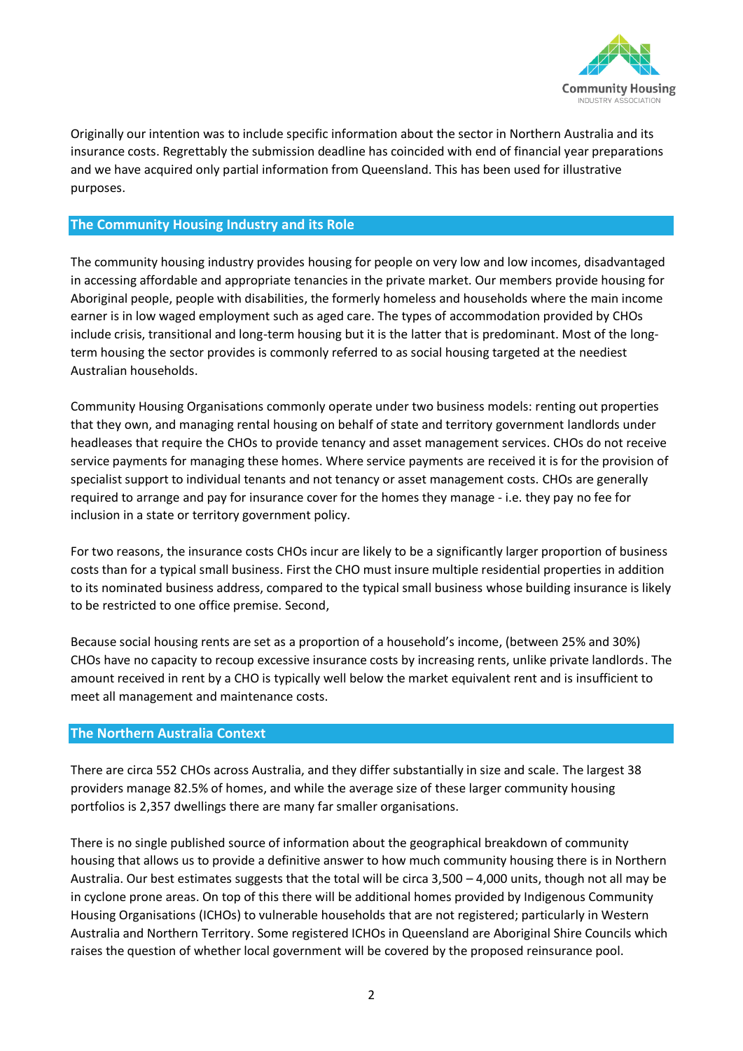Originally our intention was to include specific information about the sector in Northern Australia and its insurance costs. Regrettably the submission deadline has coincided with end of financial year preparations and we have acquired only partial information from Queensland. This has been used for illustrative purposes.

## The Community Housing Industry and its Role

The community housing industry provides housing for people on very low and low incomes, disadvantaged in accessing affordable and appropriate tenancies in the private market. Our members provide housing for Aboriginal people, people with disabilities, the formerly homeless and households where the main income earner is in low waged employment such as aged care. The types of accommodation provided by CHOs include crisis, transitional and long-term housing but it is the latter that is predominant. Most of the long-term housing the sector provides is commonly referred to as social housing targeted at the neediest Australian households.

Community Housing Organisations commonly operate under two business models: renting out properties that they own, and managing rental housing on behalf of state and territory government landlords under headleases that require the CHOs to provide tenancy and asset management services. CHOs do not receive service payments for managing these homes. Where service payments are received it is for the provision of specialist support to individual tenants and not tenancy or asset management costs. CHOs are generally required to arrange and pay for insurance cover for the homes they manage - i.e. they pay no fee for inclusion in a state or territory government policy.

For two reasons, the insurance costs CHOs incur are likely to be a significantly larger proportion of business costs than for a typical small business. First the CHO must insure multiple residential properties in addition to its nominated business address, compared to the typical small business whose building insurance is likely to be restricted to one office premise. Second,

Because social housing rents are set as a proportion of a household's income, (between 25% and 30%) CHOs have no capacity to recoup excessive insurance costs by increasing rents, unlike private landlords. The amount received in rent by a CHO is typically well below the market equivalent rent and is insufficient to meet all management and maintenance costs.

## The Northern Australia Context

There are circa 552 CHOs across Australia, and they differ substantially in size and scale. The largest 38 providers manage 82.5% of homes, and while the average size of these larger community housing portfolios is 2,357 dwellings there are many far smaller organisations.

There is no single published source of information about the geographical breakdown of community housing that allows us to provide a definitive answer to how much community housing there is in Northern Australia. Our best estimates suggests that the total will be circa 3,500 – 4,000 units, though not all may be in cyclone prone areas. On top of this there will be additional homes provided by Indigenous Community Housing Organisations (ICHOs) to vulnerable households that are not registered; particularly in Western Australia and Northern Territory. Some registered ICHOs in Queensland are Aboriginal Shire Councils which raises the question of whether local government will be covered by the proposed reinsurance pool.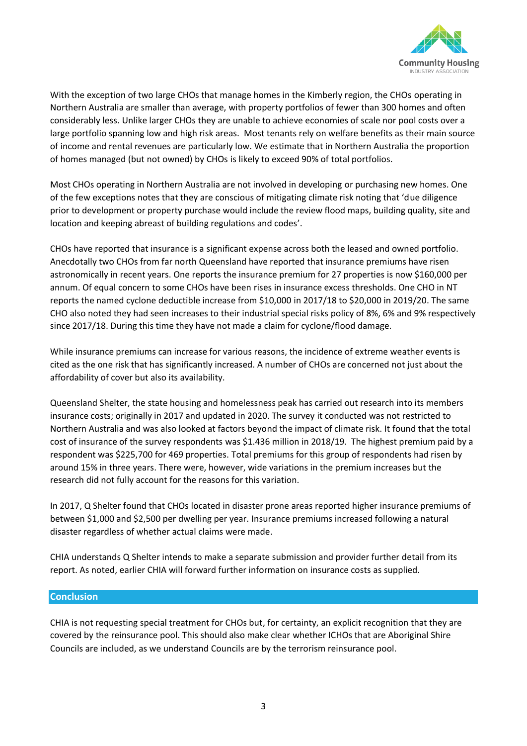With the exception of two large CHOs that manage homes in the Kimberly region, the CHOs operating in Northern Australia are smaller than average, with property portfolios of fewer than 300 homes and often considerably less. Unlike larger CHOs they are unable to achieve economies of scale nor pool costs over a large portfolio spanning low and high risk areas. Most tenants rely on welfare benefits as their main source of income and rental revenues are particularly low. We estimate that in Northern Australia the proportion of homes managed (but not owned) by CHOs is likely to exceed 90% of total portfolios.

Most CHOs operating in Northern Australia are not involved in developing or purchasing new homes. One of the few exceptions notes that they are conscious of mitigating climate risk noting that 'due diligence prior to development or property purchase would include the review flood maps, building quality, site and location and keeping abreast of building regulations and codes'.

CHOs have reported that insurance is a significant expense across both the leased and owned portfolio. Anecdotally two CHOs from far north Queensland have reported that insurance premiums have risen astronomically in recent years. One reports the insurance premium for 27 properties is now $160,000 per annum. Of equal concern to some CHOs have been rises in insurance excess thresholds. One CHO in NT reports the named cyclone deductible increase from $10,000 in 2017/18 to $20,000 in 2019/20. The same CHO also noted they had seen increases to their industrial special risks policy of 8%, 6% and 9% respectively since 2017/18. During this time they have not made a claim for cyclone/flood damage.

While insurance premiums can increase for various reasons, the incidence of extreme weather events is cited as the one risk that has significantly increased. A number of CHOs are concerned not just about the affordability of cover but also its availability.

Queensland Shelter, the state housing and homelessness peak has carried out research into its members insurance costs; originally in 2017 and updated in 2020. The survey it conducted was not restricted to Northern Australia and was also looked at factors beyond the impact of climate risk. It found that the total cost of insurance of the survey respondents was $1.436 million in 2018/19. The highest premium paid by a respondent was $225,700 for 469 properties. Total premiums for this group of respondents had risen by around 15% in three years. There were, however, wide variations in the premium increases but the research did not fully account for the reasons for this variation.

In 2017, Q Shelter found that CHOs located in disaster prone areas reported higher insurance premiums of between $1,000 and $2,500 per dwelling per year. Insurance premiums increased following a natural disaster regardless of whether actual claims were made.

CHIA understands Q Shelter intends to make a separate submission and provider further detail from its report. As noted, earlier CHIA will forward further information on insurance costs as supplied.

## Conclusion

CHIA is not requesting special treatment for CHOs but, for certainty, an explicit recognition that they are covered by the reinsurance pool. This should also make clear whether ICHOs that are Aboriginal Shire Councils are included, as we understand Councils are by the terrorism reinsurance pool.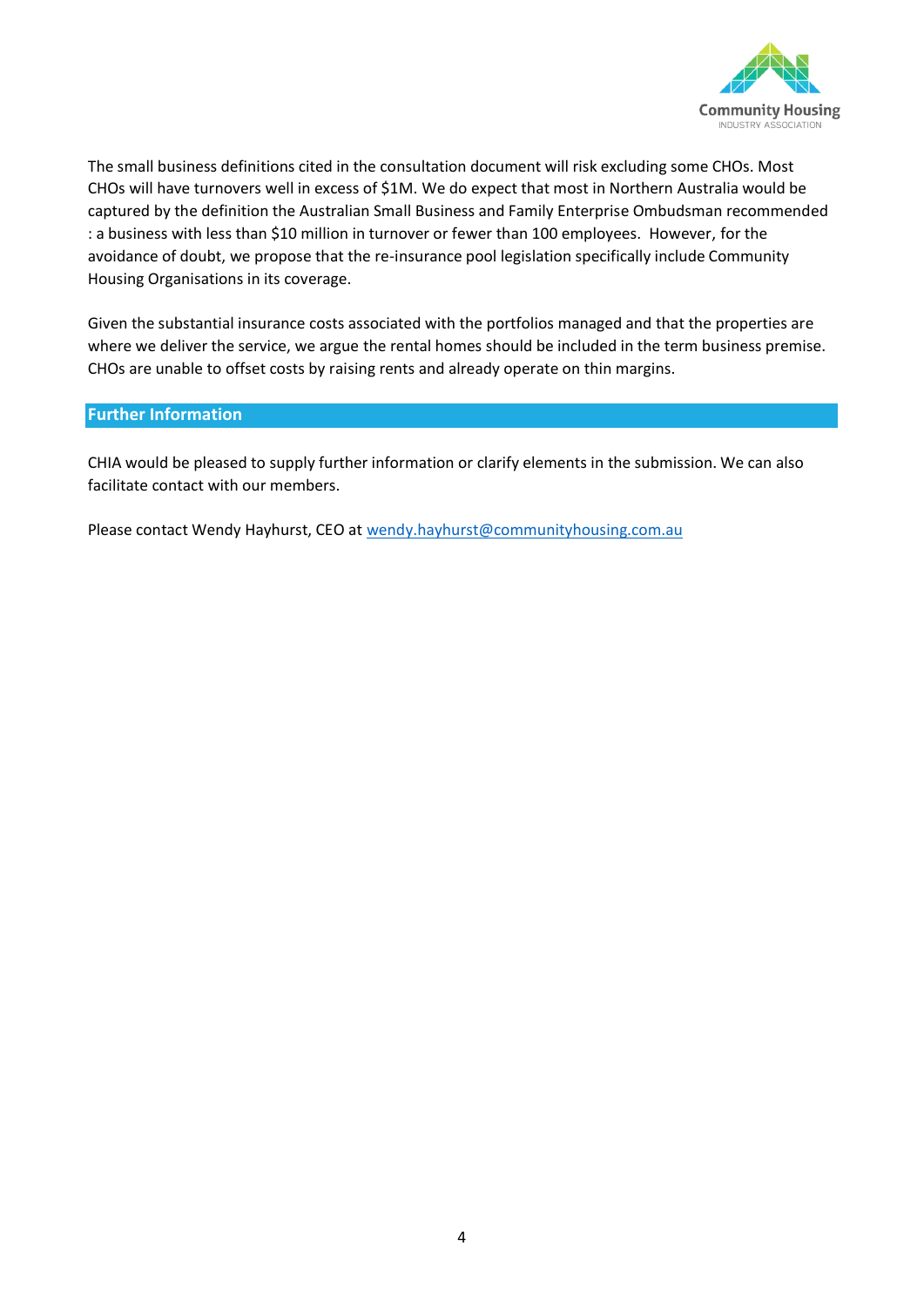The small business definitions cited in the consultation document will risk excluding some CHOs. Most CHOs will have turnovers well in excess of $1M. We do expect that most in Northern Australia would be captured by the definition the Australian Small Business and Family Enterprise Ombudsman recommended : a business with less than $10 million in turnover or fewer than 100 employees. However, for the avoidance of doubt, we propose that the re-insurance pool legislation specifically include Community Housing Organisations in its coverage.

Given the substantial insurance costs associated with the portfolios managed and that the properties are where we deliver the service, we argue the rental homes should be included in the term business premise. CHOs are unable to offset costs by raising rents and already operate on thin margins.

## Further Information

CHIA would be pleased to supply further information or clarify elements in the submission. We can also facilitate contact with our members.

Please contact Wendy Hayhurst, CEO at wendy.hayhurst@communityhousing.com.au